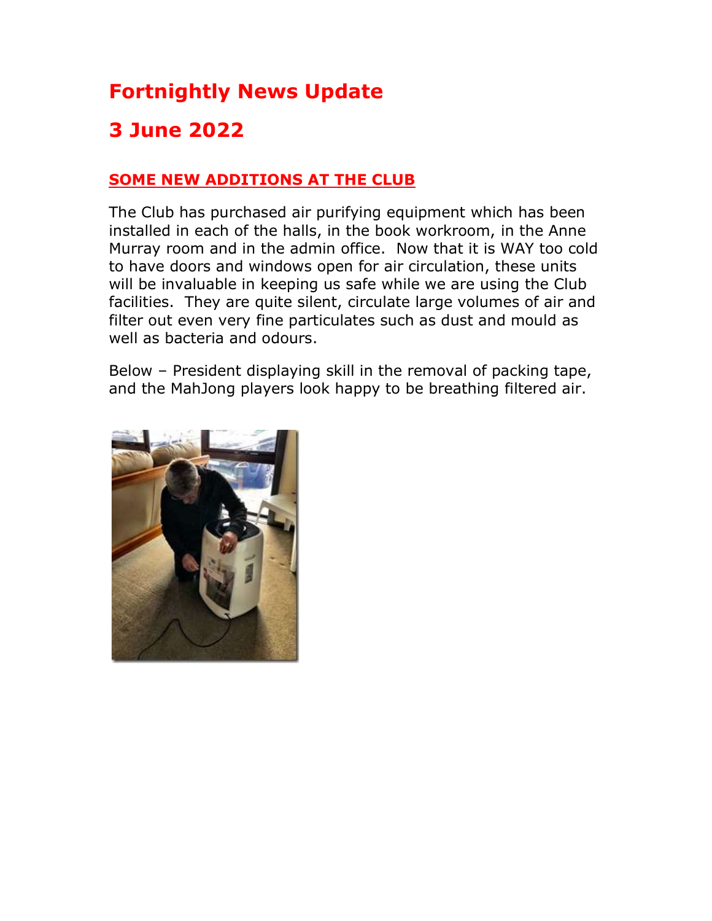# Fortnightly News Update

# 3 June 2022

## SOME NEW ADDITIONS AT THE CLUB

The Club has purchased air purifying equipment which has been installed in each of the halls, in the book workroom, in the Anne Murray room and in the admin office. Now that it is WAY too cold to have doors and windows open for air circulation, these units will be invaluable in keeping us safe while we are using the Club facilities. They are quite silent, circulate large volumes of air and filter out even very fine particulates such as dust and mould as well as bacteria and odours.

Below – President displaying skill in the removal of packing tape, and the MahJong players look happy to be breathing filtered air.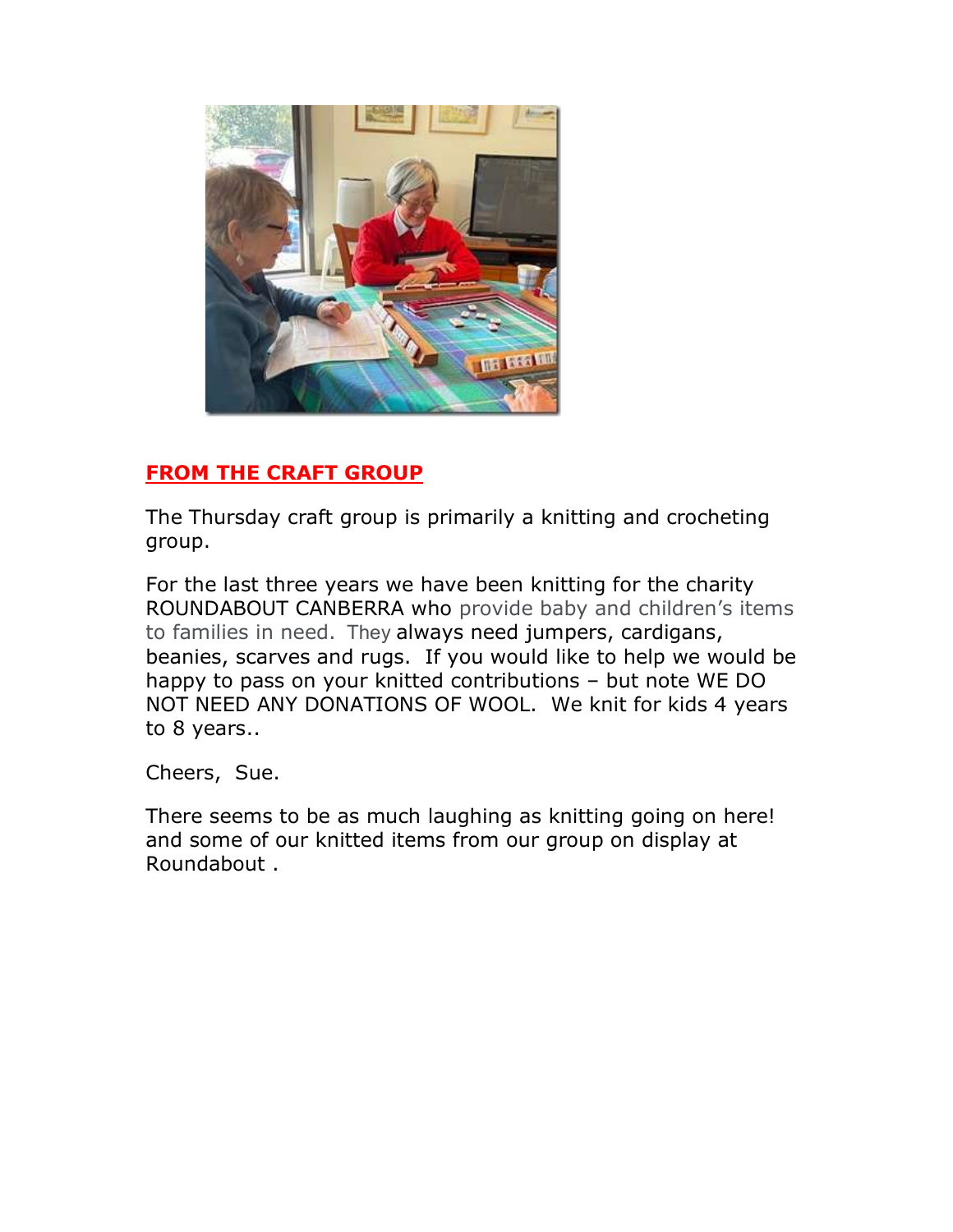## FROM THE CRAFT GROUP

The Thursday craft group is primarily a knitting and crocheting group.

For the last three years we have been knitting for the charity ROUNDABOUT CANBERRA who provide baby and children's items to families in need. They always need jumpers, cardigans, beanies, scarves and rugs. If you would like to help we would be happy to pass on your knitted contributions – but note WE DO NOT NEED ANY DONATIONS OF WOOL. We knit for kids 4 years to 8 years..

Cheers, Sue.

There seems to be as much laughing as knitting going on here! and some of our knitted items from our group on display at Roundabout .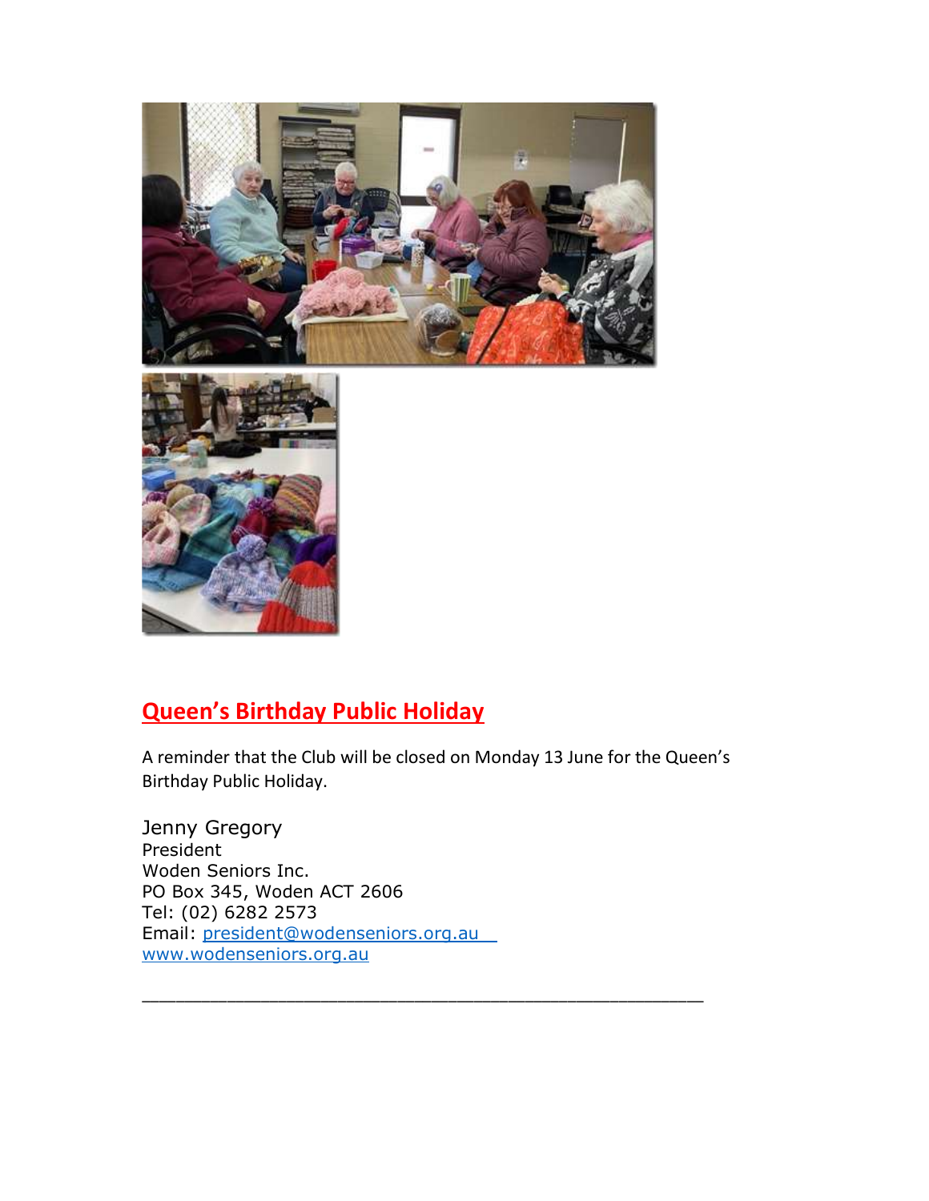## Queen's Birthday Public Holiday

A reminder that the Club will be closed on Monday 13 June for the Queen's Birthday Public Holiday.

Jenny Gregory  
President  
Woden Seniors Inc.  
PO Box 345, Woden ACT 2606  
Tel: (02) 6282 2573  
Email: president@wodenseniors.org.au  
www.wodenseniors.org.au

---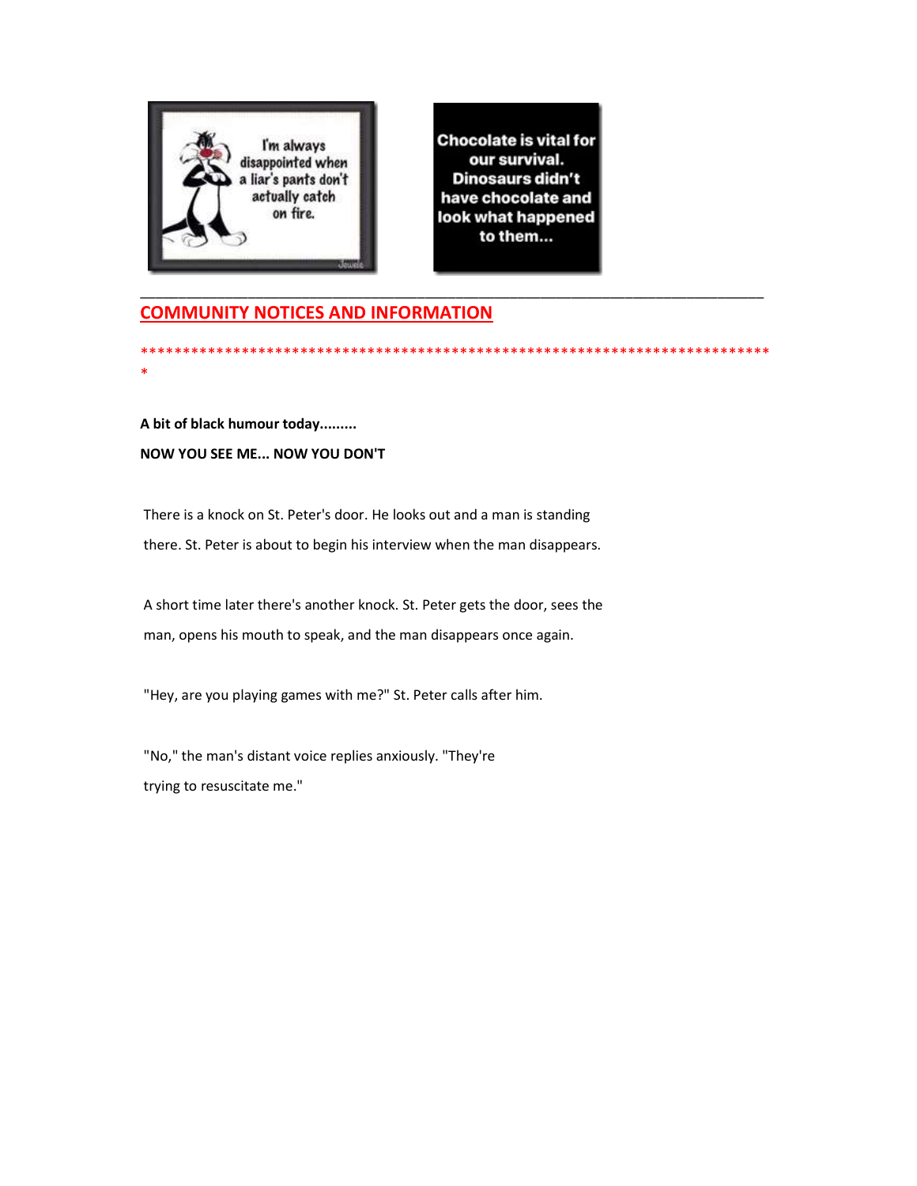I'm always disappointed when a liar's pants don't actually catch on fire.

Chocolate is vital for our survival. Dinosaurs didn't have chocolate and look what happened to them...

---

## COMMUNITY NOTICES AND INFORMATION

*******************************************************************************

**A bit of black humour today.........**

**NOW YOU SEE ME... NOW YOU DON'T**

There is a knock on St. Peter's door. He looks out and a man is standing there. St. Peter is about to begin his interview when the man disappears.

A short time later there's another knock. St. Peter gets the door, sees the man, opens his mouth to speak, and the man disappears once again.

"Hey, are you playing games with me?" St. Peter calls after him.

"No," the man's distant voice replies anxiously. "They're trying to resuscitate me."